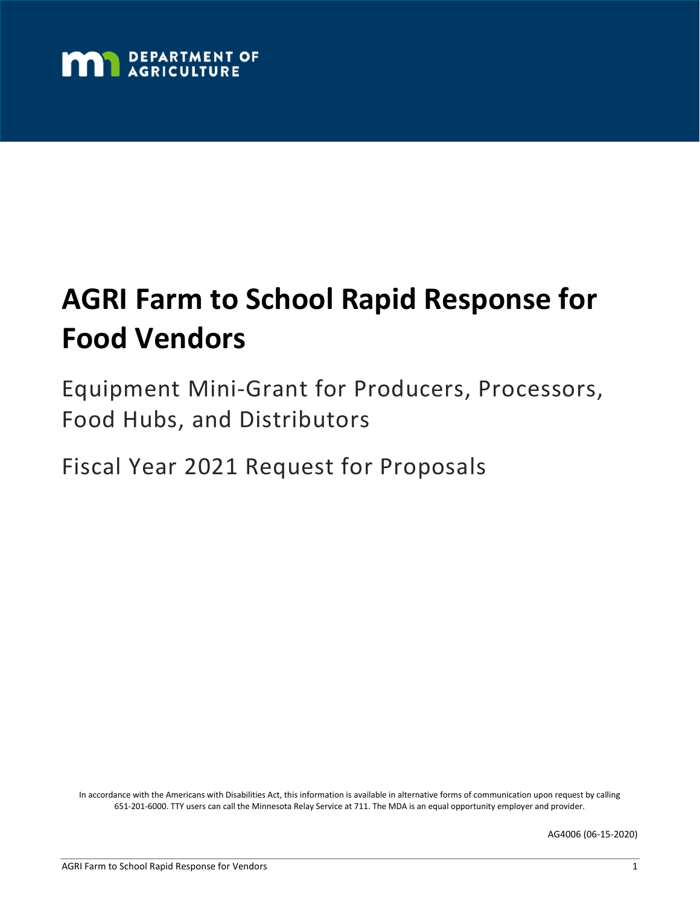DEPARTMENT OF AGRICULTURE

# AGRI Farm to School Rapid Response for Food Vendors

## Equipment Mini-Grant for Producers, Processors, Food Hubs, and Distributors

## Fiscal Year 2021 Request for Proposals

In accordance with the Americans with Disabilities Act, this information is available in alternative forms of communication upon request by calling 651-201-6000. TTY users can call the Minnesota Relay Service at 711. The MDA is an equal opportunity employer and provider.

AG4006 (06-15-2020)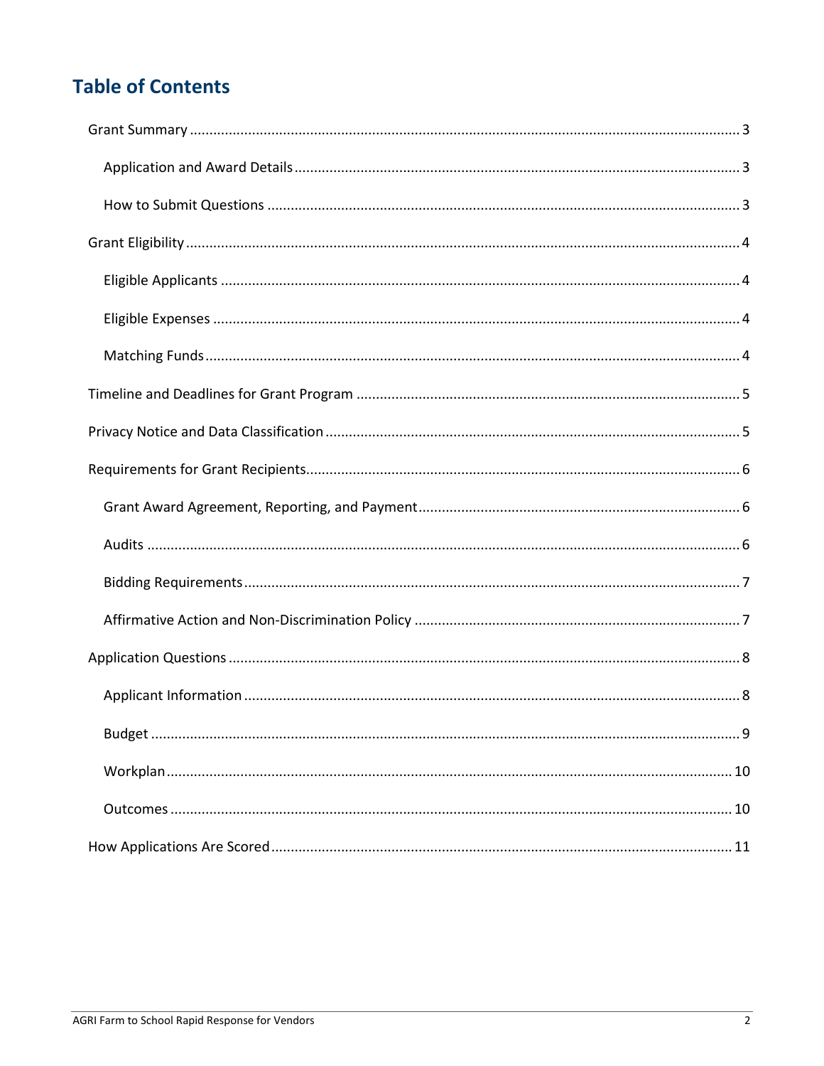# Table of Contents

- Grant Summary ... 3
  - Application and Award Details ... 3
  - How to Submit Questions ... 3
- Grant Eligibility ... 4
  - Eligible Applicants ... 4
  - Eligible Expenses ... 4
  - Matching Funds ... 4
- Timeline and Deadlines for Grant Program ... 5
- Privacy Notice and Data Classification ... 5
- Requirements for Grant Recipients ... 6
  - Grant Award Agreement, Reporting, and Payment ... 6
  - Audits ... 6
  - Bidding Requirements ... 7
  - Affirmative Action and Non-Discrimination Policy ... 7
- Application Questions ... 8
  - Applicant Information ... 8
  - Budget ... 9
  - Workplan ... 10
  - Outcomes ... 10
- How Applications Are Scored ... 11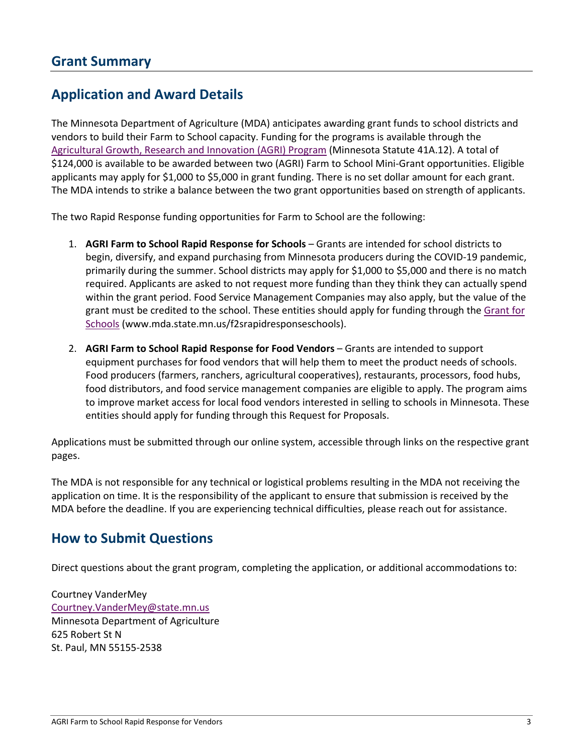# Grant Summary

## Application and Award Details

The Minnesota Department of Agriculture (MDA) anticipates awarding grant funds to school districts and vendors to build their Farm to School capacity. Funding for the programs is available through the [Agricultural Growth, Research and Innovation (AGRI) Program](#) (Minnesota Statute 41A.12). A total of $124,000 is available to be awarded between two (AGRI) Farm to School Mini-Grant opportunities. Eligible applicants may apply for $1,000 to $5,000 in grant funding. There is no set dollar amount for each grant. The MDA intends to strike a balance between the two grant opportunities based on strength of applicants.

The two Rapid Response funding opportunities for Farm to School are the following:

1. **AGRI Farm to School Rapid Response for Schools** – Grants are intended for school districts to begin, diversify, and expand purchasing from Minnesota producers during the COVID-19 pandemic, primarily during the summer. School districts may apply for $1,000 to $5,000 and there is no match required. Applicants are asked to not request more funding than they think they can actually spend within the grant period. Food Service Management Companies may also apply, but the value of the grant must be credited to the school. These entities should apply for funding through the [Grant for Schools](#) (www.mda.state.mn.us/f2srapidresponseschools).

2. **AGRI Farm to School Rapid Response for Food Vendors** – Grants are intended to support equipment purchases for food vendors that will help them to meet the product needs of schools. Food producers (farmers, ranchers, agricultural cooperatives), restaurants, processors, food hubs, food distributors, and food service management companies are eligible to apply. The program aims to improve market access for local food vendors interested in selling to schools in Minnesota. These entities should apply for funding through this Request for Proposals.

Applications must be submitted through our online system, accessible through links on the respective grant pages.

The MDA is not responsible for any technical or logistical problems resulting in the MDA not receiving the application on time. It is the responsibility of the applicant to ensure that submission is received by the MDA before the deadline. If you are experiencing technical difficulties, please reach out for assistance.

## How to Submit Questions

Direct questions about the grant program, completing the application, or additional accommodations to:

Courtney VanderMey
Courtney.VanderMey@state.mn.us
Minnesota Department of Agriculture
625 Robert St N
St. Paul, MN 55155-2538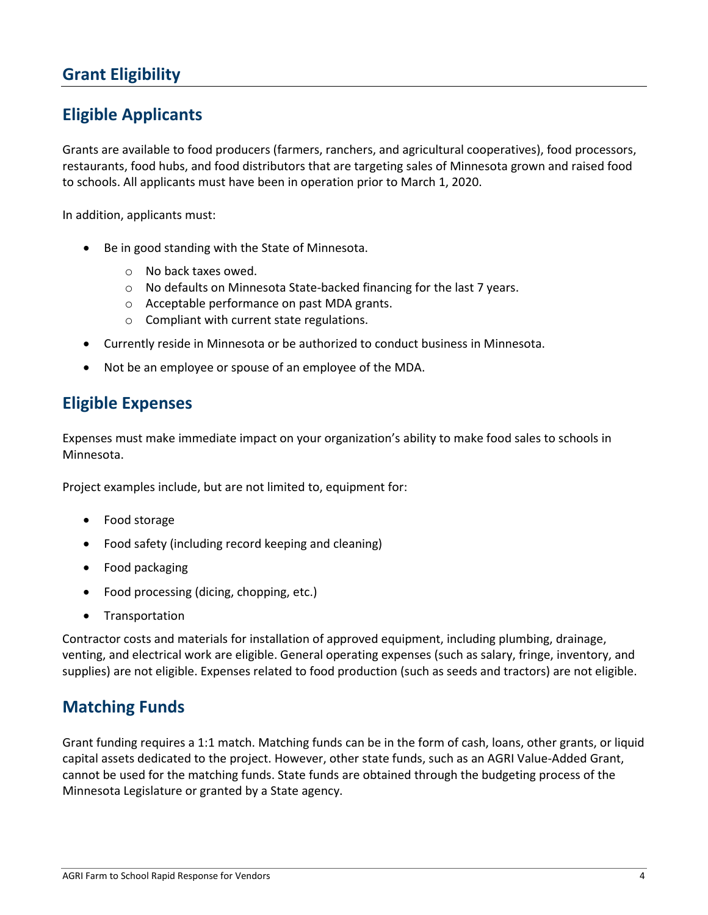# Grant Eligibility

## Eligible Applicants

Grants are available to food producers (farmers, ranchers, and agricultural cooperatives), food processors, restaurants, food hubs, and food distributors that are targeting sales of Minnesota grown and raised food to schools. All applicants must have been in operation prior to March 1, 2020.

In addition, applicants must:

- Be in good standing with the State of Minnesota.
  - No back taxes owed.
  - No defaults on Minnesota State-backed financing for the last 7 years.
  - Acceptable performance on past MDA grants.
  - Compliant with current state regulations.
- Currently reside in Minnesota or be authorized to conduct business in Minnesota.
- Not be an employee or spouse of an employee of the MDA.

## Eligible Expenses

Expenses must make immediate impact on your organization's ability to make food sales to schools in Minnesota.

Project examples include, but are not limited to, equipment for:

- Food storage
- Food safety (including record keeping and cleaning)
- Food packaging
- Food processing (dicing, chopping, etc.)
- Transportation

Contractor costs and materials for installation of approved equipment, including plumbing, drainage, venting, and electrical work are eligible. General operating expenses (such as salary, fringe, inventory, and supplies) are not eligible. Expenses related to food production (such as seeds and tractors) are not eligible.

## Matching Funds

Grant funding requires a 1:1 match. Matching funds can be in the form of cash, loans, other grants, or liquid capital assets dedicated to the project. However, other state funds, such as an AGRI Value-Added Grant, cannot be used for the matching funds. State funds are obtained through the budgeting process of the Minnesota Legislature or granted by a State agency.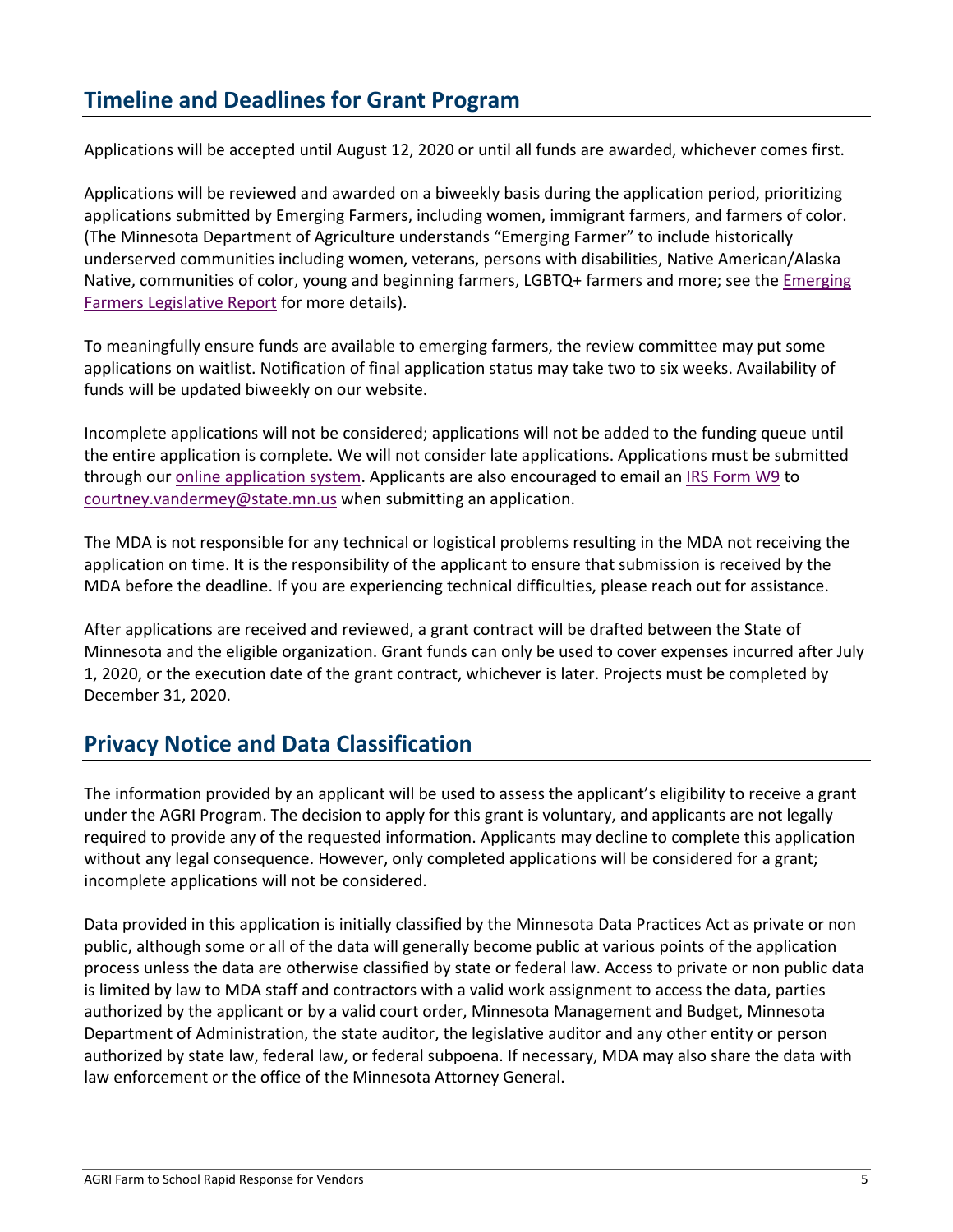## Timeline and Deadlines for Grant Program

Applications will be accepted until August 12, 2020 or until all funds are awarded, whichever comes first.

Applications will be reviewed and awarded on a biweekly basis during the application period, prioritizing applications submitted by Emerging Farmers, including women, immigrant farmers, and farmers of color. (The Minnesota Department of Agriculture understands "Emerging Farmer" to include historically underserved communities including women, veterans, persons with disabilities, Native American/Alaska Native, communities of color, young and beginning farmers, LGBTQ+ farmers and more; see the Emerging Farmers Legislative Report for more details).

To meaningfully ensure funds are available to emerging farmers, the review committee may put some applications on waitlist. Notification of final application status may take two to six weeks. Availability of funds will be updated biweekly on our website.

Incomplete applications will not be considered; applications will not be added to the funding queue until the entire application is complete. We will not consider late applications. Applications must be submitted through our online application system. Applicants are also encouraged to email an IRS Form W9 to courtney.vandermey@state.mn.us when submitting an application.

The MDA is not responsible for any technical or logistical problems resulting in the MDA not receiving the application on time. It is the responsibility of the applicant to ensure that submission is received by the MDA before the deadline. If you are experiencing technical difficulties, please reach out for assistance.

After applications are received and reviewed, a grant contract will be drafted between the State of Minnesota and the eligible organization. Grant funds can only be used to cover expenses incurred after July 1, 2020, or the execution date of the grant contract, whichever is later. Projects must be completed by December 31, 2020.

## Privacy Notice and Data Classification

The information provided by an applicant will be used to assess the applicant's eligibility to receive a grant under the AGRI Program. The decision to apply for this grant is voluntary, and applicants are not legally required to provide any of the requested information. Applicants may decline to complete this application without any legal consequence. However, only completed applications will be considered for a grant; incomplete applications will not be considered.

Data provided in this application is initially classified by the Minnesota Data Practices Act as private or non public, although some or all of the data will generally become public at various points of the application process unless the data are otherwise classified by state or federal law. Access to private or non public data is limited by law to MDA staff and contractors with a valid work assignment to access the data, parties authorized by the applicant or by a valid court order, Minnesota Management and Budget, Minnesota Department of Administration, the state auditor, the legislative auditor and any other entity or person authorized by state law, federal law, or federal subpoena. If necessary, MDA may also share the data with law enforcement or the office of the Minnesota Attorney General.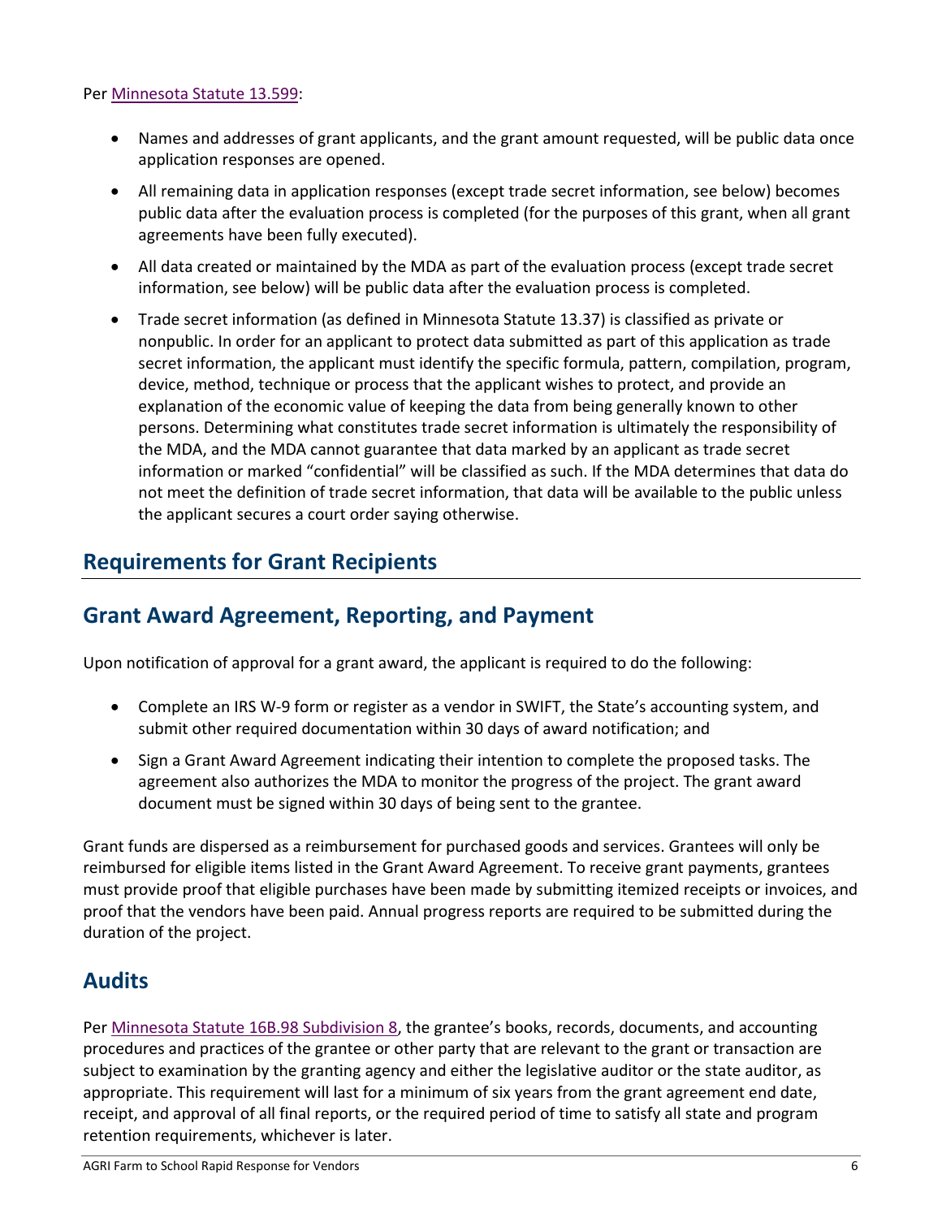Per [Minnesota Statute 13.599](#):

- Names and addresses of grant applicants, and the grant amount requested, will be public data once application responses are opened.
- All remaining data in application responses (except trade secret information, see below) becomes public data after the evaluation process is completed (for the purposes of this grant, when all grant agreements have been fully executed).
- All data created or maintained by the MDA as part of the evaluation process (except trade secret information, see below) will be public data after the evaluation process is completed.
- Trade secret information (as defined in Minnesota Statute 13.37) is classified as private or nonpublic. In order for an applicant to protect data submitted as part of this application as trade secret information, the applicant must identify the specific formula, pattern, compilation, program, device, method, technique or process that the applicant wishes to protect, and provide an explanation of the economic value of keeping the data from being generally known to other persons. Determining what constitutes trade secret information is ultimately the responsibility of the MDA, and the MDA cannot guarantee that data marked by an applicant as trade secret information or marked "confidential" will be classified as such. If the MDA determines that data do not meet the definition of trade secret information, that data will be available to the public unless the applicant secures a court order saying otherwise.

# Requirements for Grant Recipients

## Grant Award Agreement, Reporting, and Payment

Upon notification of approval for a grant award, the applicant is required to do the following:

- Complete an IRS W-9 form or register as a vendor in SWIFT, the State's accounting system, and submit other required documentation within 30 days of award notification; and
- Sign a Grant Award Agreement indicating their intention to complete the proposed tasks. The agreement also authorizes the MDA to monitor the progress of the project. The grant award document must be signed within 30 days of being sent to the grantee.

Grant funds are dispersed as a reimbursement for purchased goods and services. Grantees will only be reimbursed for eligible items listed in the Grant Award Agreement. To receive grant payments, grantees must provide proof that eligible purchases have been made by submitting itemized receipts or invoices, and proof that the vendors have been paid. Annual progress reports are required to be submitted during the duration of the project.

## Audits

Per [Minnesota Statute 16B.98 Subdivision 8](#), the grantee's books, records, documents, and accounting procedures and practices of the grantee or other party that are relevant to the grant or transaction are subject to examination by the granting agency and either the legislative auditor or the state auditor, as appropriate. This requirement will last for a minimum of six years from the grant agreement end date, receipt, and approval of all final reports, or the required period of time to satisfy all state and program retention requirements, whichever is later.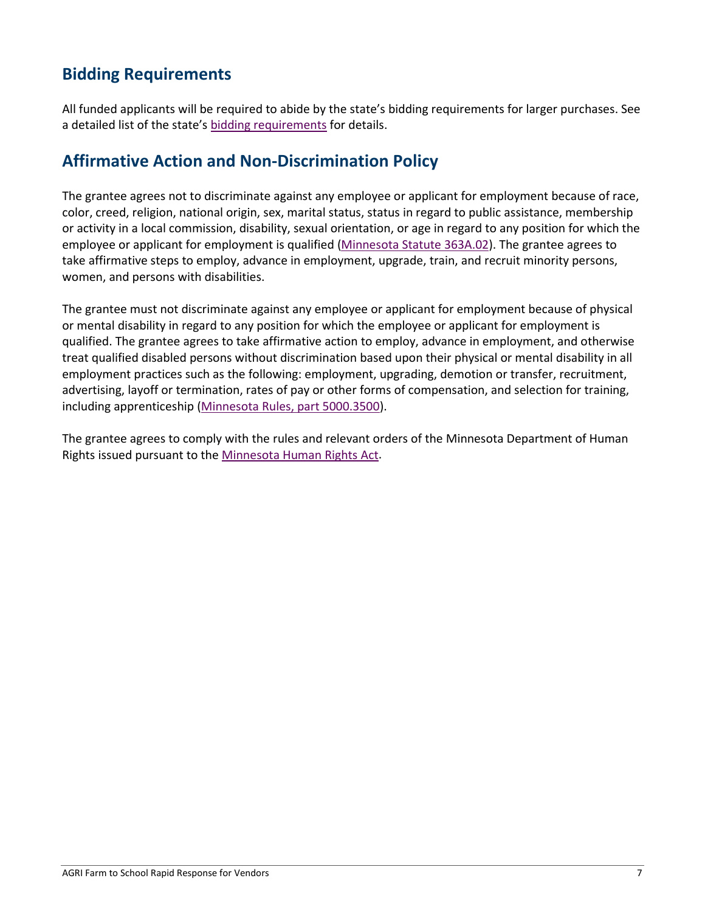## Bidding Requirements

All funded applicants will be required to abide by the state's bidding requirements for larger purchases. See a detailed list of the state's bidding requirements for details.

## Affirmative Action and Non-Discrimination Policy

The grantee agrees not to discriminate against any employee or applicant for employment because of race, color, creed, religion, national origin, sex, marital status, status in regard to public assistance, membership or activity in a local commission, disability, sexual orientation, or age in regard to any position for which the employee or applicant for employment is qualified (Minnesota Statute 363A.02). The grantee agrees to take affirmative steps to employ, advance in employment, upgrade, train, and recruit minority persons, women, and persons with disabilities.

The grantee must not discriminate against any employee or applicant for employment because of physical or mental disability in regard to any position for which the employee or applicant for employment is qualified. The grantee agrees to take affirmative action to employ, advance in employment, and otherwise treat qualified disabled persons without discrimination based upon their physical or mental disability in all employment practices such as the following: employment, upgrading, demotion or transfer, recruitment, advertising, layoff or termination, rates of pay or other forms of compensation, and selection for training, including apprenticeship (Minnesota Rules, part 5000.3500).

The grantee agrees to comply with the rules and relevant orders of the Minnesota Department of Human Rights issued pursuant to the Minnesota Human Rights Act.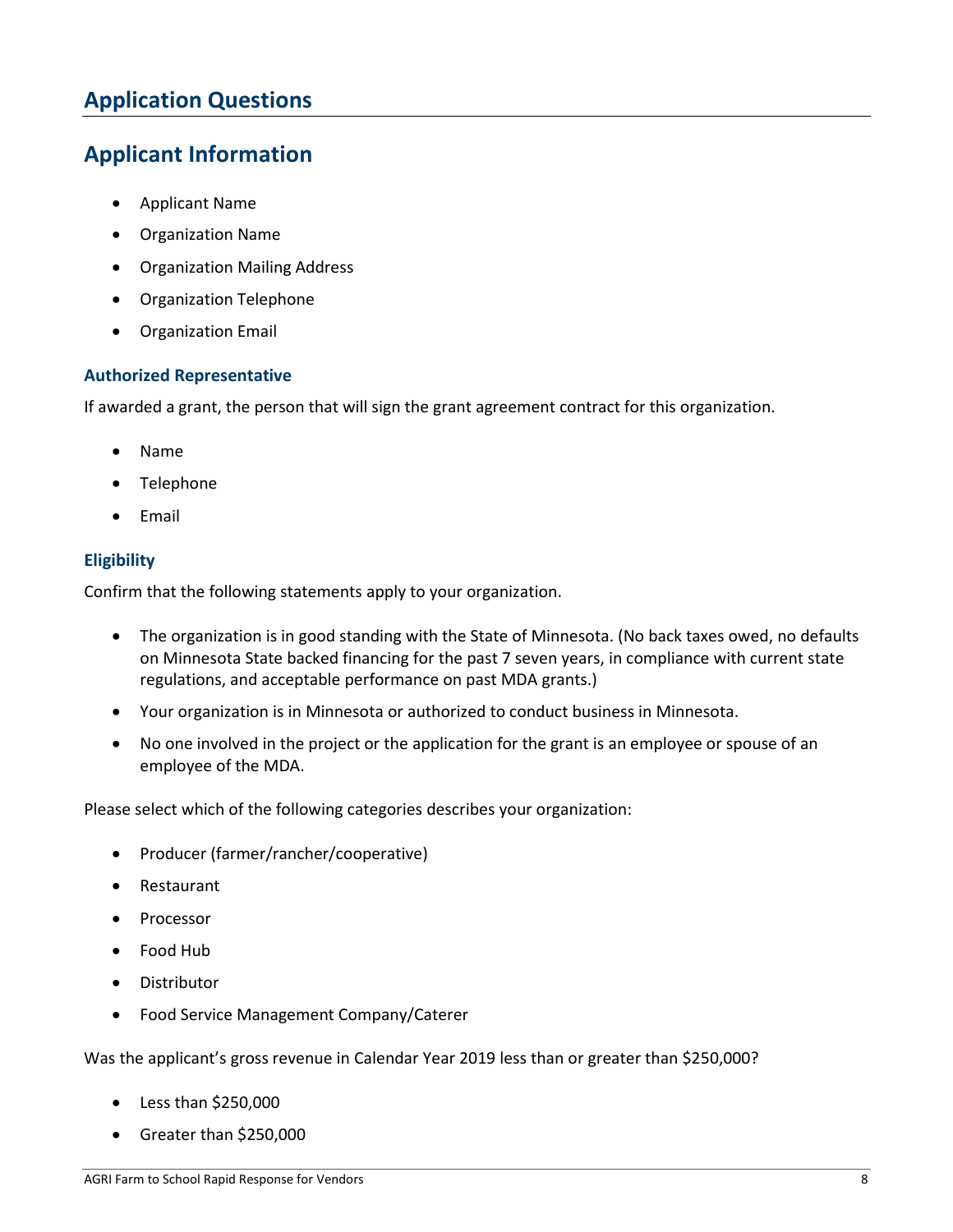# Application Questions

## Applicant Information

- Applicant Name
- Organization Name
- Organization Mailing Address
- Organization Telephone
- Organization Email

### Authorized Representative

If awarded a grant, the person that will sign the grant agreement contract for this organization.

- Name
- Telephone
- Email

### Eligibility

Confirm that the following statements apply to your organization.

- The organization is in good standing with the State of Minnesota. (No back taxes owed, no defaults on Minnesota State backed financing for the past 7 seven years, in compliance with current state regulations, and acceptable performance on past MDA grants.)
- Your organization is in Minnesota or authorized to conduct business in Minnesota.
- No one involved in the project or the application for the grant is an employee or spouse of an employee of the MDA.

Please select which of the following categories describes your organization:

- Producer (farmer/rancher/cooperative)
- Restaurant
- Processor
- Food Hub
- Distributor
- Food Service Management Company/Caterer

Was the applicant's gross revenue in Calendar Year 2019 less than or greater than $250,000?

- Less than $250,000
- Greater than $250,000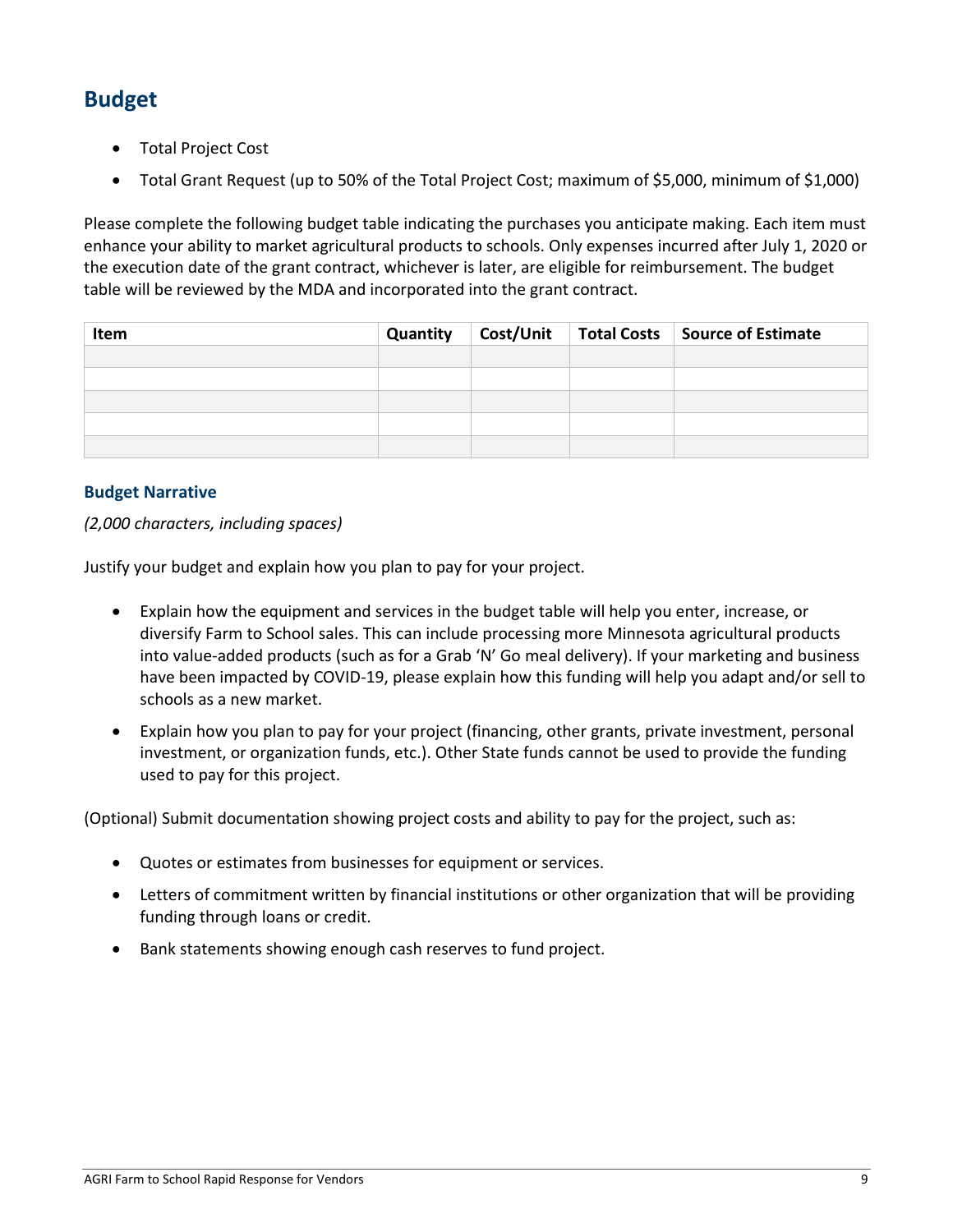## Budget

- Total Project Cost
- Total Grant Request (up to 50% of the Total Project Cost; maximum of $5,000, minimum of $1,000)

Please complete the following budget table indicating the purchases you anticipate making. Each item must enhance your ability to market agricultural products to schools. Only expenses incurred after July 1, 2020 or the execution date of the grant contract, whichever is later, are eligible for reimbursement. The budget table will be reviewed by the MDA and incorporated into the grant contract.

| Item | Quantity | Cost/Unit | Total Costs | Source of Estimate |
| --- | --- | --- | --- | --- |
| | | | | |
| | | | | |
| | | | | |
| | | | | |
| | | | | |

### Budget Narrative

*(2,000 characters, including spaces)*

Justify your budget and explain how you plan to pay for your project.

- Explain how the equipment and services in the budget table will help you enter, increase, or diversify Farm to School sales. This can include processing more Minnesota agricultural products into value-added products (such as for a Grab 'N' Go meal delivery). If your marketing and business have been impacted by COVID-19, please explain how this funding will help you adapt and/or sell to schools as a new market.
- Explain how you plan to pay for your project (financing, other grants, private investment, personal investment, or organization funds, etc.). Other State funds cannot be used to provide the funding used to pay for this project.

(Optional) Submit documentation showing project costs and ability to pay for the project, such as:

- Quotes or estimates from businesses for equipment or services.
- Letters of commitment written by financial institutions or other organization that will be providing funding through loans or credit.
- Bank statements showing enough cash reserves to fund project.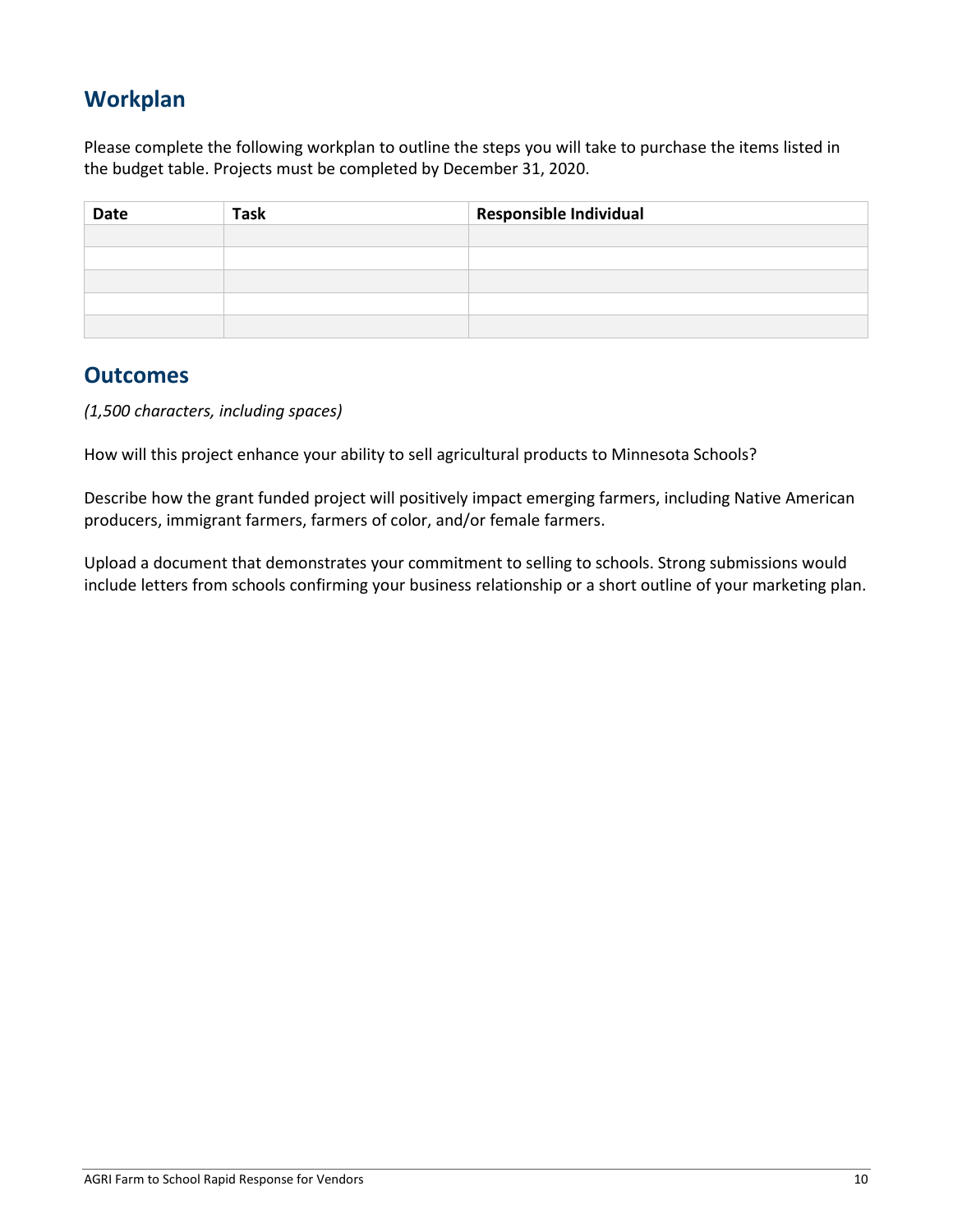## Workplan

Please complete the following workplan to outline the steps you will take to purchase the items listed in the budget table. Projects must be completed by December 31, 2020.

| Date | Task | Responsible Individual |
|---|---|---|
| | | |
| | | |
| | | |
| | | |
| | | |

## Outcomes

*(1,500 characters, including spaces)*

How will this project enhance your ability to sell agricultural products to Minnesota Schools?

Describe how the grant funded project will positively impact emerging farmers, including Native American producers, immigrant farmers, farmers of color, and/or female farmers.

Upload a document that demonstrates your commitment to selling to schools. Strong submissions would include letters from schools confirming your business relationship or a short outline of your marketing plan.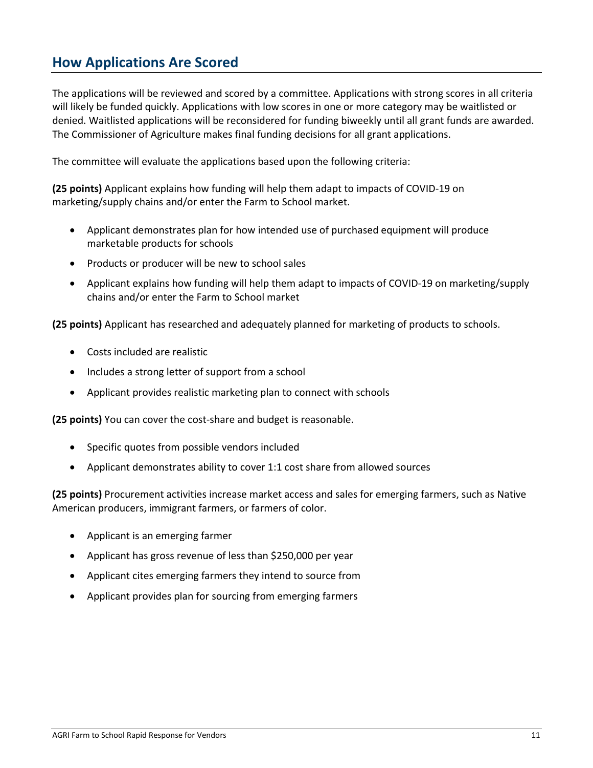## How Applications Are Scored

The applications will be reviewed and scored by a committee. Applications with strong scores in all criteria will likely be funded quickly. Applications with low scores in one or more category may be waitlisted or denied. Waitlisted applications will be reconsidered for funding biweekly until all grant funds are awarded. The Commissioner of Agriculture makes final funding decisions for all grant applications.

The committee will evaluate the applications based upon the following criteria:

**(25 points)** Applicant explains how funding will help them adapt to impacts of COVID-19 on marketing/supply chains and/or enter the Farm to School market.

- Applicant demonstrates plan for how intended use of purchased equipment will produce marketable products for schools
- Products or producer will be new to school sales
- Applicant explains how funding will help them adapt to impacts of COVID-19 on marketing/supply chains and/or enter the Farm to School market

**(25 points)** Applicant has researched and adequately planned for marketing of products to schools.

- Costs included are realistic
- Includes a strong letter of support from a school
- Applicant provides realistic marketing plan to connect with schools

**(25 points)** You can cover the cost-share and budget is reasonable.

- Specific quotes from possible vendors included
- Applicant demonstrates ability to cover 1:1 cost share from allowed sources

**(25 points)** Procurement activities increase market access and sales for emerging farmers, such as Native American producers, immigrant farmers, or farmers of color.

- Applicant is an emerging farmer
- Applicant has gross revenue of less than $250,000 per year
- Applicant cites emerging farmers they intend to source from
- Applicant provides plan for sourcing from emerging farmers